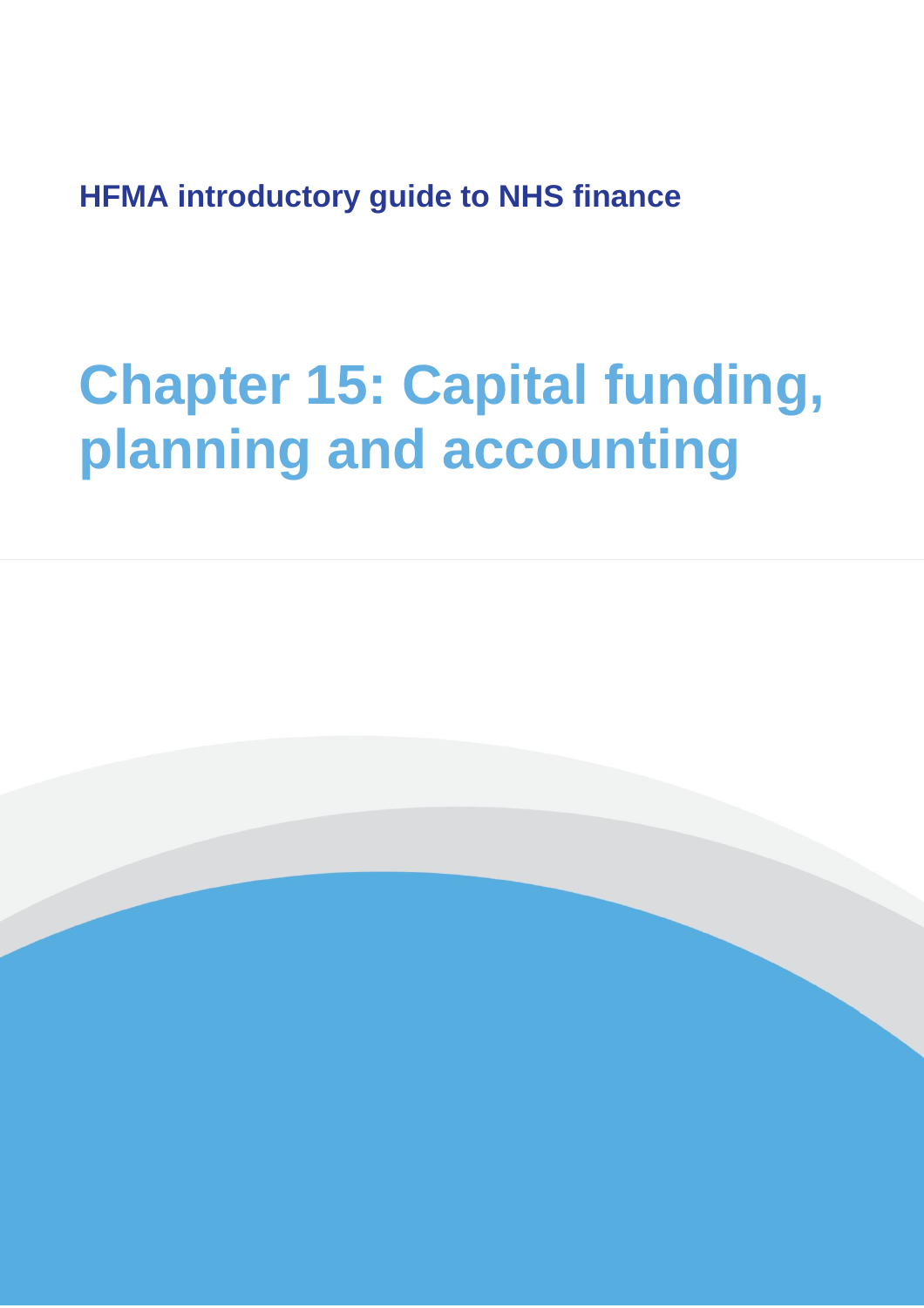**HFMA introductory guide to NHS finance**

# Chapter 15: Capital funding, planning and accounting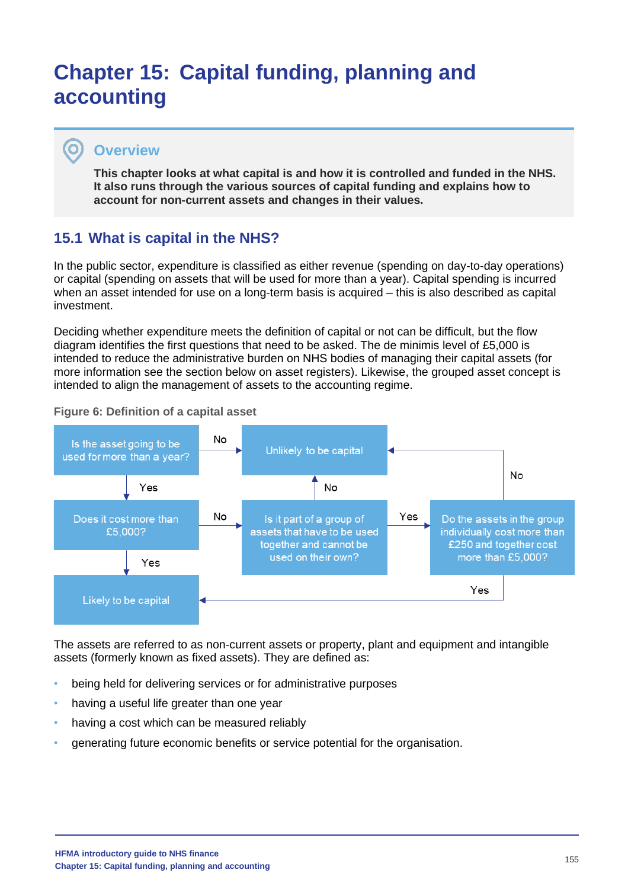# Chapter 15: Capital funding, planning and accounting

## Overview

**This chapter looks at what capital is and how it is controlled and funded in the NHS. It also runs through the various sources of capital funding and explains how to account for non-current assets and changes in their values.**

## 15.1 What is capital in the NHS?

In the public sector, expenditure is classified as either revenue (spending on day-to-day operations) or capital (spending on assets that will be used for more than a year). Capital spending is incurred when an asset intended for use on a long-term basis is acquired – this is also described as capital investment.

Deciding whether expenditure meets the definition of capital or not can be difficult, but the flow diagram identifies the first questions that need to be asked. The de minimis level of £5,000 is intended to reduce the administrative burden on NHS bodies of managing their capital assets (for more information see the section below on asset registers). Likewise, the grouped asset concept is intended to align the management of assets to the accounting regime.

**Figure 6: Definition of a capital asset**

- Is the asset going to be used for more than a year?
  - No → Unlikely to be capital
  - Yes → Does it cost more than £5,000?
    - Yes → Likely to be capital
    - No → Is it part of a group of assets that have to be used together and cannot be used on their own?
      - No → Unlikely to be capital
      - Yes → Do the assets in the group individually cost more than £250 and together cost more than £5,000?
        - No → Unlikely to be capital
        - Yes → Likely to be capital

The assets are referred to as non-current assets or property, plant and equipment and intangible assets (formerly known as fixed assets). They are defined as:

- being held for delivering services or for administrative purposes
- having a useful life greater than one year
- having a cost which can be measured reliably
- generating future economic benefits or service potential for the organisation.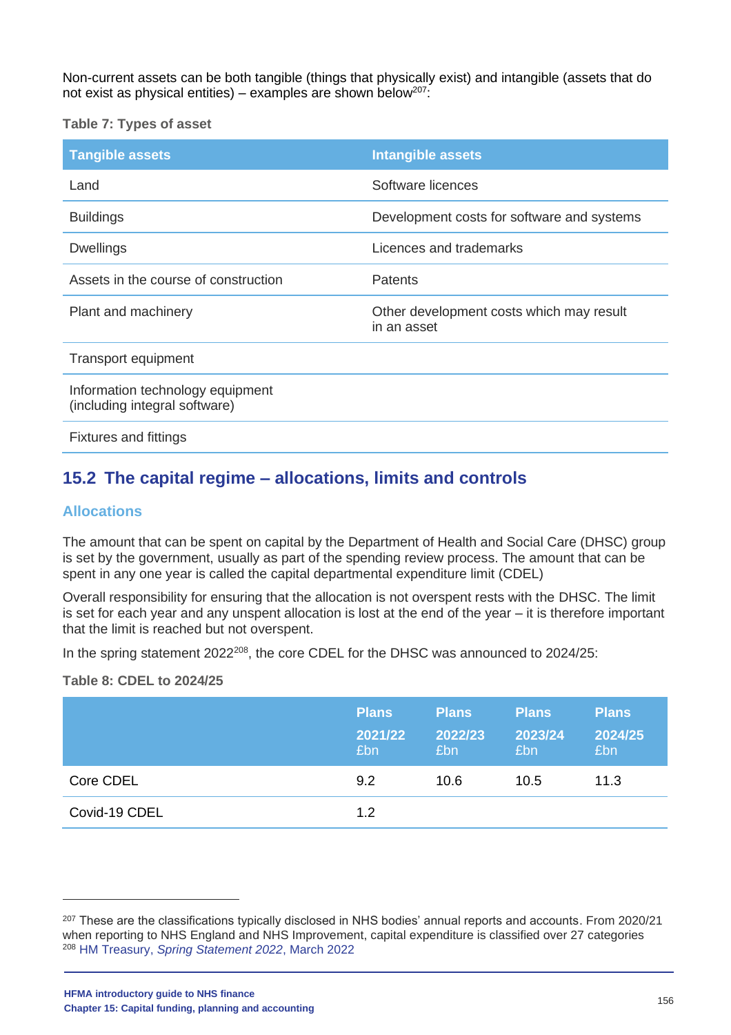Non-current assets can be both tangible (things that physically exist) and intangible (assets that do not exist as physical entities) – examples are shown below[207]:

**Table 7: Types of asset**

| Tangible assets | Intangible assets |
|---|---|
| Land | Software licences |
| Buildings | Development costs for software and systems |
| Dwellings | Licences and trademarks |
| Assets in the course of construction | Patents |
| Plant and machinery | Other development costs which may result in an asset |
| Transport equipment | |
| Information technology equipment (including integral software) | |
| Fixtures and fittings | |

## 15.2 The capital regime – allocations, limits and controls

### Allocations

The amount that can be spent on capital by the Department of Health and Social Care (DHSC) group is set by the government, usually as part of the spending review process. The amount that can be spent in any one year is called the capital departmental expenditure limit (CDEL)

Overall responsibility for ensuring that the allocation is not overspent rests with the DHSC. The limit is set for each year and any unspent allocation is lost at the end of the year – it is therefore important that the limit is reached but not overspent.

In the spring statement 2022[208], the core CDEL for the DHSC was announced to 2024/25:

**Table 8: CDEL to 2024/25**

| | Plans 2021/22 £bn | Plans 2022/23 £bn | Plans 2023/24 £bn | Plans 2024/25 £bn |
|---|---|---|---|---|
| Core CDEL | 9.2 | 10.6 | 10.5 | 11.3 |
| Covid-19 CDEL | 1.2 | | | |

[207] These are the classifications typically disclosed in NHS bodies' annual reports and accounts. From 2020/21 when reporting to NHS England and NHS Improvement, capital expenditure is classified over 27 categories

[208] HM Treasury, *Spring Statement 2022*, March 2022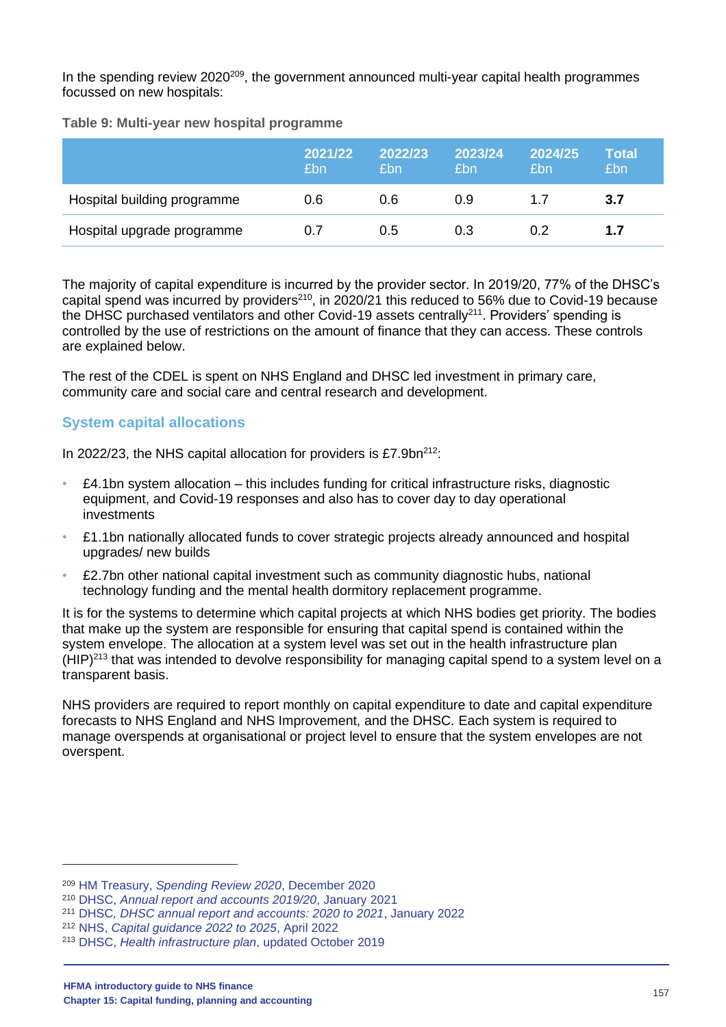In the spending review 2020[209], the government announced multi-year capital health programmes focussed on new hospitals:

**Table 9: Multi-year new hospital programme**

| | 2021/22 £bn | 2022/23 £bn | 2023/24 £bn | 2024/25 £bn | Total £bn |
|---|---|---|---|---|---|
| Hospital building programme | 0.6 | 0.6 | 0.9 | 1.7 | **3.7** |
| Hospital upgrade programme | 0.7 | 0.5 | 0.3 | 0.2 | **1.7** |

The majority of capital expenditure is incurred by the provider sector. In 2019/20, 77% of the DHSC's capital spend was incurred by providers[210], in 2020/21 this reduced to 56% due to Covid-19 because the DHSC purchased ventilators and other Covid-19 assets centrally[211]. Providers' spending is controlled by the use of restrictions on the amount of finance that they can access. These controls are explained below.

The rest of the CDEL is spent on NHS England and DHSC led investment in primary care, community care and social care and central research and development.

## System capital allocations

In 2022/23, the NHS capital allocation for providers is £7.9bn[212]:

- £4.1bn system allocation – this includes funding for critical infrastructure risks, diagnostic equipment, and Covid-19 responses and also has to cover day to day operational investments
- £1.1bn nationally allocated funds to cover strategic projects already announced and hospital upgrades/ new builds
- £2.7bn other national capital investment such as community diagnostic hubs, national technology funding and the mental health dormitory replacement programme.

It is for the systems to determine which capital projects at which NHS bodies get priority. The bodies that make up the system are responsible for ensuring that capital spend is contained within the system envelope. The allocation at a system level was set out in the health infrastructure plan (HIP)[213] that was intended to devolve responsibility for managing capital spend to a system level on a transparent basis.

NHS providers are required to report monthly on capital expenditure to date and capital expenditure forecasts to NHS England and NHS Improvement, and the DHSC. Each system is required to manage overspends at organisational or project level to ensure that the system envelopes are not overspent.

---

[209] HM Treasury, *Spending Review 2020*, December 2020
[210] DHSC, *Annual report and accounts 2019/20*, January 2021
[211] DHSC, *DHSC annual report and accounts: 2020 to 2021*, January 2022
[212] NHS, *Capital guidance 2022 to 2025*, April 2022
[213] DHSC, *Health infrastructure plan*, updated October 2019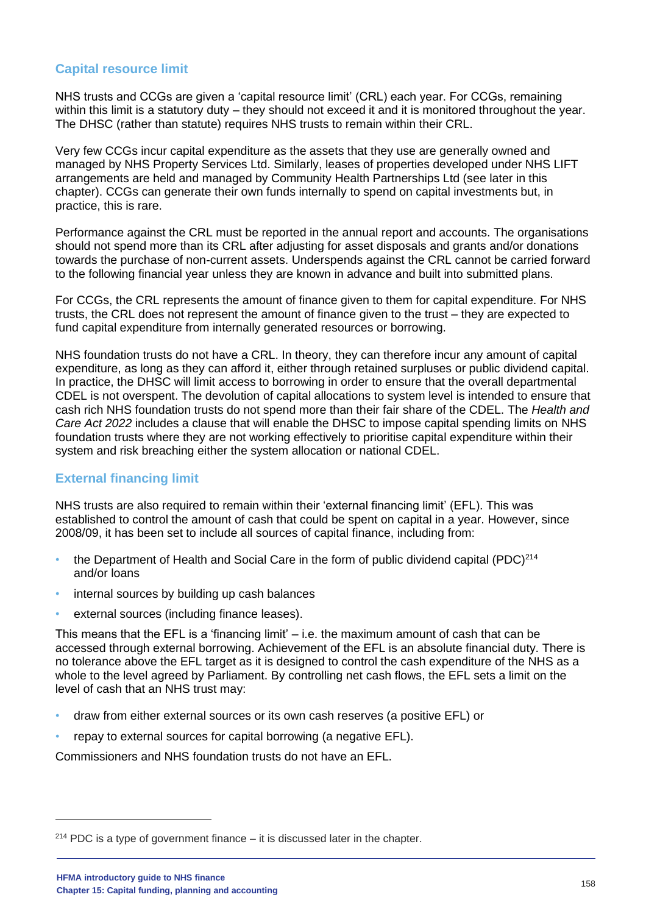## Capital resource limit

NHS trusts and CCGs are given a 'capital resource limit' (CRL) each year. For CCGs, remaining within this limit is a statutory duty – they should not exceed it and it is monitored throughout the year. The DHSC (rather than statute) requires NHS trusts to remain within their CRL.

Very few CCGs incur capital expenditure as the assets that they use are generally owned and managed by NHS Property Services Ltd. Similarly, leases of properties developed under NHS LIFT arrangements are held and managed by Community Health Partnerships Ltd (see later in this chapter). CCGs can generate their own funds internally to spend on capital investments but, in practice, this is rare.

Performance against the CRL must be reported in the annual report and accounts. The organisations should not spend more than its CRL after adjusting for asset disposals and grants and/or donations towards the purchase of non-current assets. Underspends against the CRL cannot be carried forward to the following financial year unless they are known in advance and built into submitted plans.

For CCGs, the CRL represents the amount of finance given to them for capital expenditure. For NHS trusts, the CRL does not represent the amount of finance given to the trust – they are expected to fund capital expenditure from internally generated resources or borrowing.

NHS foundation trusts do not have a CRL. In theory, they can therefore incur any amount of capital expenditure, as long as they can afford it, either through retained surpluses or public dividend capital. In practice, the DHSC will limit access to borrowing in order to ensure that the overall departmental CDEL is not overspent. The devolution of capital allocations to system level is intended to ensure that cash rich NHS foundation trusts do not spend more than their fair share of the CDEL. The *Health and Care Act 2022* includes a clause that will enable the DHSC to impose capital spending limits on NHS foundation trusts where they are not working effectively to prioritise capital expenditure within their system and risk breaching either the system allocation or national CDEL.

## External financing limit

NHS trusts are also required to remain within their 'external financing limit' (EFL). This was established to control the amount of cash that could be spent on capital in a year. However, since 2008/09, it has been set to include all sources of capital finance, including from:

- the Department of Health and Social Care in the form of public dividend capital (PDC)[214] and/or loans
- internal sources by building up cash balances
- external sources (including finance leases).

This means that the EFL is a 'financing limit' – i.e. the maximum amount of cash that can be accessed through external borrowing. Achievement of the EFL is an absolute financial duty. There is no tolerance above the EFL target as it is designed to control the cash expenditure of the NHS as a whole to the level agreed by Parliament. By controlling net cash flows, the EFL sets a limit on the level of cash that an NHS trust may:

- draw from either external sources or its own cash reserves (a positive EFL) or
- repay to external sources for capital borrowing (a negative EFL).

Commissioners and NHS foundation trusts do not have an EFL.

[214] PDC is a type of government finance – it is discussed later in the chapter.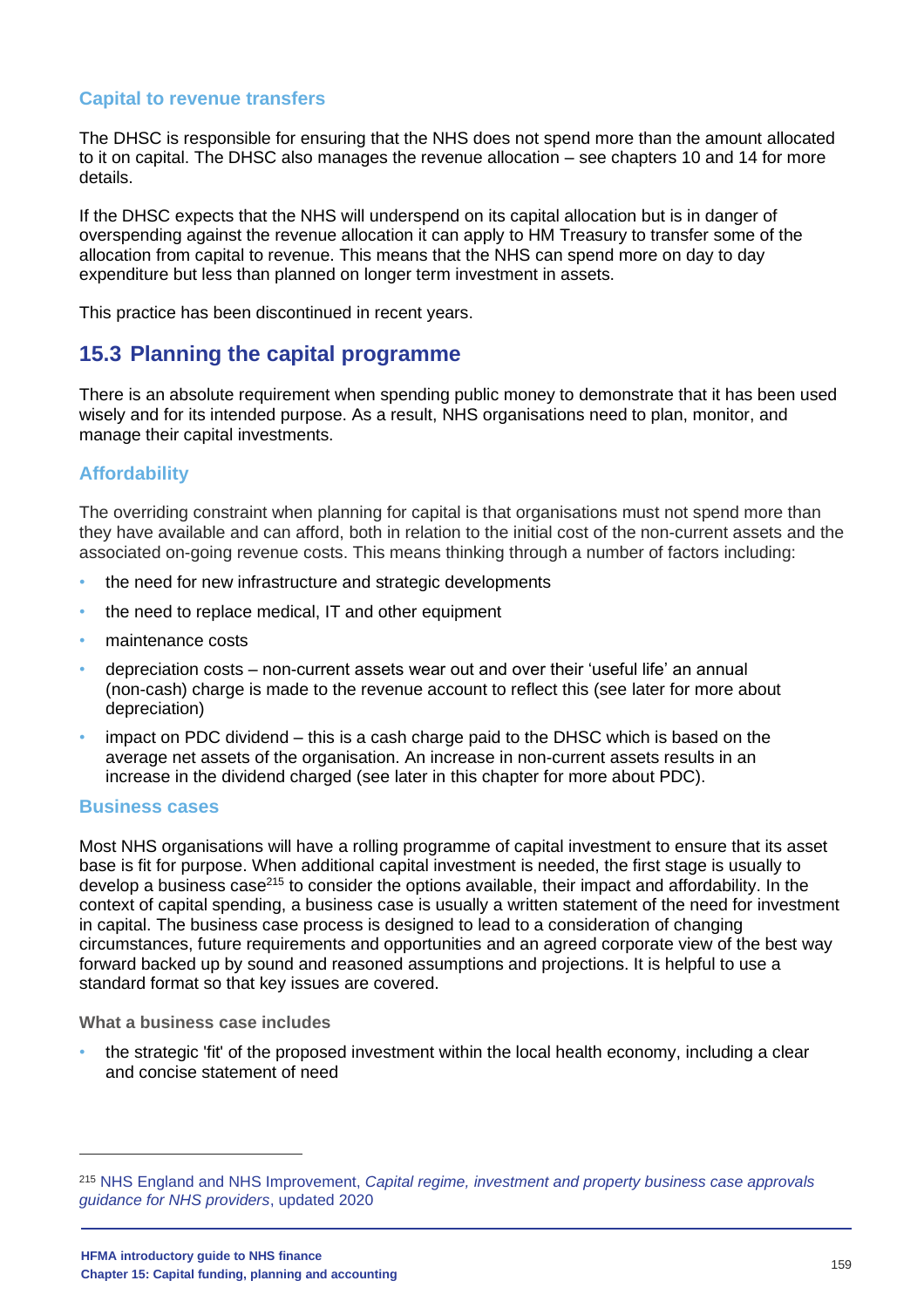### Capital to revenue transfers

The DHSC is responsible for ensuring that the NHS does not spend more than the amount allocated to it on capital. The DHSC also manages the revenue allocation – see chapters 10 and 14 for more details.

If the DHSC expects that the NHS will underspend on its capital allocation but is in danger of overspending against the revenue allocation it can apply to HM Treasury to transfer some of the allocation from capital to revenue. This means that the NHS can spend more on day to day expenditure but less than planned on longer term investment in assets.

This practice has been discontinued in recent years.

## 15.3 Planning the capital programme

There is an absolute requirement when spending public money to demonstrate that it has been used wisely and for its intended purpose. As a result, NHS organisations need to plan, monitor, and manage their capital investments.

### Affordability

The overriding constraint when planning for capital is that organisations must not spend more than they have available and can afford, both in relation to the initial cost of the non-current assets and the associated on-going revenue costs. This means thinking through a number of factors including:

- the need for new infrastructure and strategic developments
- the need to replace medical, IT and other equipment
- maintenance costs
- depreciation costs – non-current assets wear out and over their 'useful life' an annual (non-cash) charge is made to the revenue account to reflect this (see later for more about depreciation)
- impact on PDC dividend – this is a cash charge paid to the DHSC which is based on the average net assets of the organisation. An increase in non-current assets results in an increase in the dividend charged (see later in this chapter for more about PDC).

### Business cases

Most NHS organisations will have a rolling programme of capital investment to ensure that its asset base is fit for purpose. When additional capital investment is needed, the first stage is usually to develop a business case[215] to consider the options available, their impact and affordability. In the context of capital spending, a business case is usually a written statement of the need for investment in capital. The business case process is designed to lead to a consideration of changing circumstances, future requirements and opportunities and an agreed corporate view of the best way forward backed up by sound and reasoned assumptions and projections. It is helpful to use a standard format so that key issues are covered.

#### What a business case includes

- the strategic 'fit' of the proposed investment within the local health economy, including a clear and concise statement of need

---

[215] NHS England and NHS Improvement, *Capital regime, investment and property business case approvals guidance for NHS providers*, updated 2020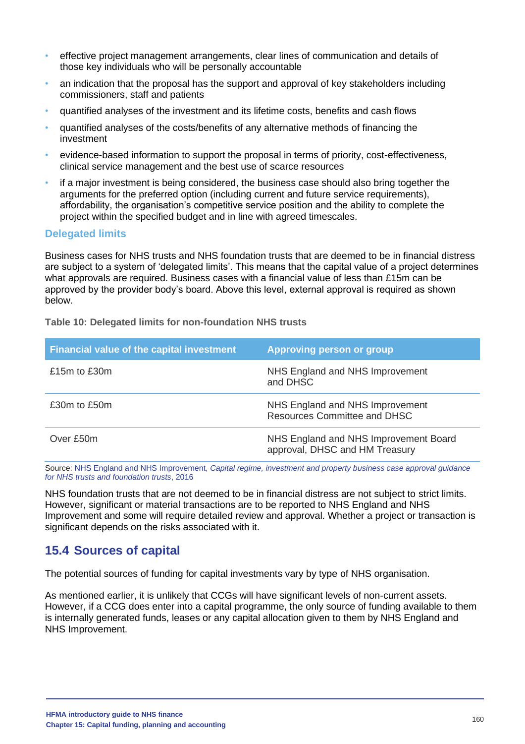- effective project management arrangements, clear lines of communication and details of those key individuals who will be personally accountable
- an indication that the proposal has the support and approval of key stakeholders including commissioners, staff and patients
- quantified analyses of the investment and its lifetime costs, benefits and cash flows
- quantified analyses of the costs/benefits of any alternative methods of financing the investment
- evidence-based information to support the proposal in terms of priority, cost-effectiveness, clinical service management and the best use of scarce resources
- if a major investment is being considered, the business case should also bring together the arguments for the preferred option (including current and future service requirements), affordability, the organisation's competitive service position and the ability to complete the project within the specified budget and in line with agreed timescales.

### Delegated limits

Business cases for NHS trusts and NHS foundation trusts that are deemed to be in financial distress are subject to a system of 'delegated limits'. This means that the capital value of a project determines what approvals are required. Business cases with a financial value of less than £15m can be approved by the provider body's board. Above this level, external approval is required as shown below.

**Table 10: Delegated limits for non-foundation NHS trusts**

| Financial value of the capital investment | Approving person or group |
|---|---|
| £15m to £30m | NHS England and NHS Improvement and DHSC |
| £30m to £50m | NHS England and NHS Improvement Resources Committee and DHSC |
| Over £50m | NHS England and NHS Improvement Board approval, DHSC and HM Treasury |

Source: NHS England and NHS Improvement, *Capital regime, investment and property business case approval guidance for NHS trusts and foundation trusts*, 2016

NHS foundation trusts that are not deemed to be in financial distress are not subject to strict limits. However, significant or material transactions are to be reported to NHS England and NHS Improvement and some will require detailed review and approval. Whether a project or transaction is significant depends on the risks associated with it.

## 15.4 Sources of capital

The potential sources of funding for capital investments vary by type of NHS organisation.

As mentioned earlier, it is unlikely that CCGs will have significant levels of non-current assets. However, if a CCG does enter into a capital programme, the only source of funding available to them is internally generated funds, leases or any capital allocation given to them by NHS England and NHS Improvement.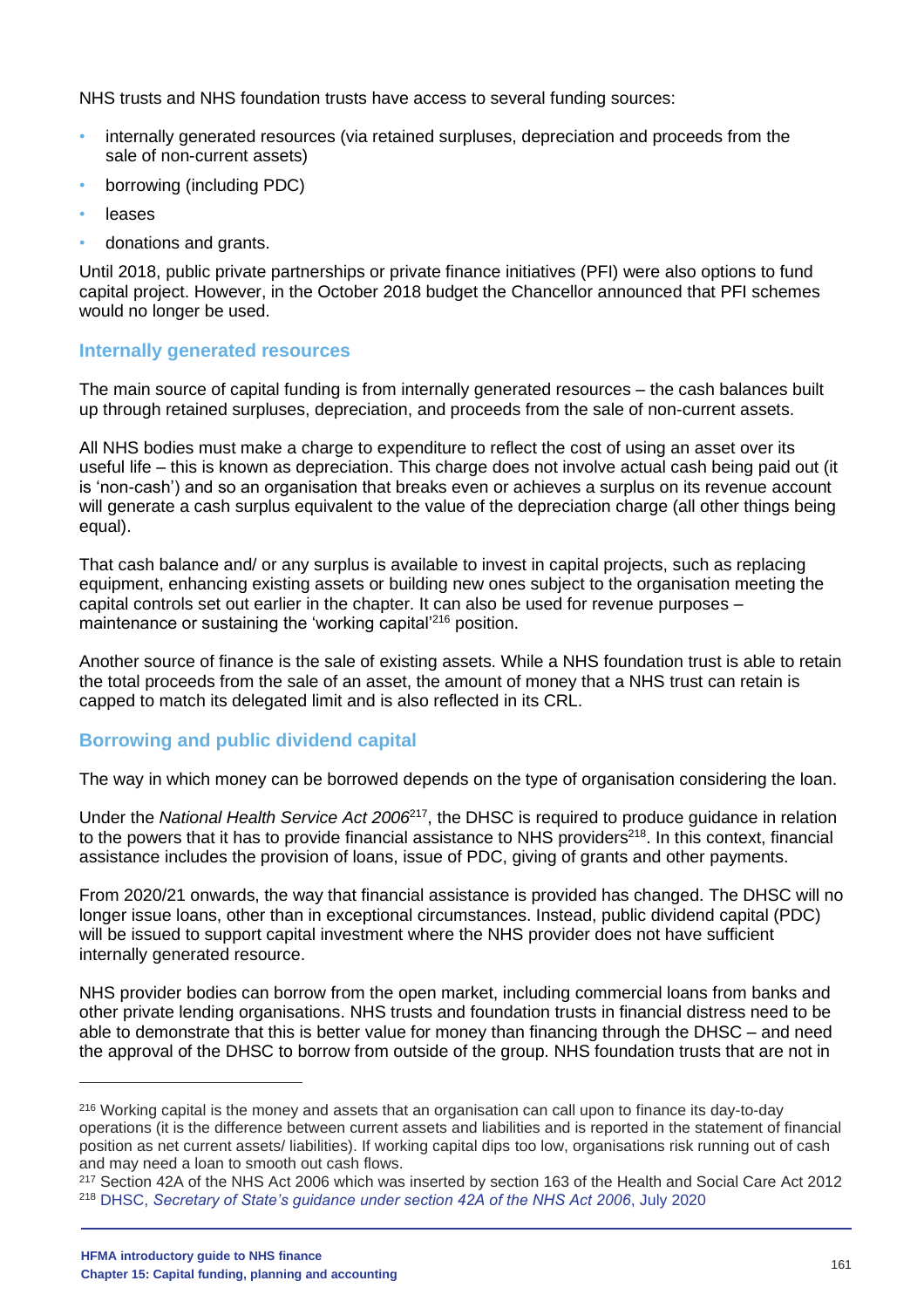NHS trusts and NHS foundation trusts have access to several funding sources:

- internally generated resources (via retained surpluses, depreciation and proceeds from the sale of non-current assets)
- borrowing (including PDC)
- leases
- donations and grants.

Until 2018, public private partnerships or private finance initiatives (PFI) were also options to fund capital project. However, in the October 2018 budget the Chancellor announced that PFI schemes would no longer be used.

### Internally generated resources

The main source of capital funding is from internally generated resources – the cash balances built up through retained surpluses, depreciation, and proceeds from the sale of non-current assets.

All NHS bodies must make a charge to expenditure to reflect the cost of using an asset over its useful life – this is known as depreciation. This charge does not involve actual cash being paid out (it is 'non-cash') and so an organisation that breaks even or achieves a surplus on its revenue account will generate a cash surplus equivalent to the value of the depreciation charge (all other things being equal).

That cash balance and/ or any surplus is available to invest in capital projects, such as replacing equipment, enhancing existing assets or building new ones subject to the organisation meeting the capital controls set out earlier in the chapter. It can also be used for revenue purposes – maintenance or sustaining the 'working capital'[216] position.

Another source of finance is the sale of existing assets. While a NHS foundation trust is able to retain the total proceeds from the sale of an asset, the amount of money that a NHS trust can retain is capped to match its delegated limit and is also reflected in its CRL.

### Borrowing and public dividend capital

The way in which money can be borrowed depends on the type of organisation considering the loan.

Under the *National Health Service Act 2006*[217], the DHSC is required to produce guidance in relation to the powers that it has to provide financial assistance to NHS providers[218]. In this context, financial assistance includes the provision of loans, issue of PDC, giving of grants and other payments.

From 2020/21 onwards, the way that financial assistance is provided has changed. The DHSC will no longer issue loans, other than in exceptional circumstances. Instead, public dividend capital (PDC) will be issued to support capital investment where the NHS provider does not have sufficient internally generated resource.

NHS provider bodies can borrow from the open market, including commercial loans from banks and other private lending organisations. NHS trusts and foundation trusts in financial distress need to be able to demonstrate that this is better value for money than financing through the DHSC – and need the approval of the DHSC to borrow from outside of the group. NHS foundation trusts that are not in

---

[216] Working capital is the money and assets that an organisation can call upon to finance its day-to-day operations (it is the difference between current assets and liabilities and is reported in the statement of financial position as net current assets/ liabilities). If working capital dips too low, organisations risk running out of cash and may need a loan to smooth out cash flows.

[217] Section 42A of the NHS Act 2006 which was inserted by section 163 of the Health and Social Care Act 2012

[218] DHSC, *Secretary of State's guidance under section 42A of the NHS Act 2006*, July 2020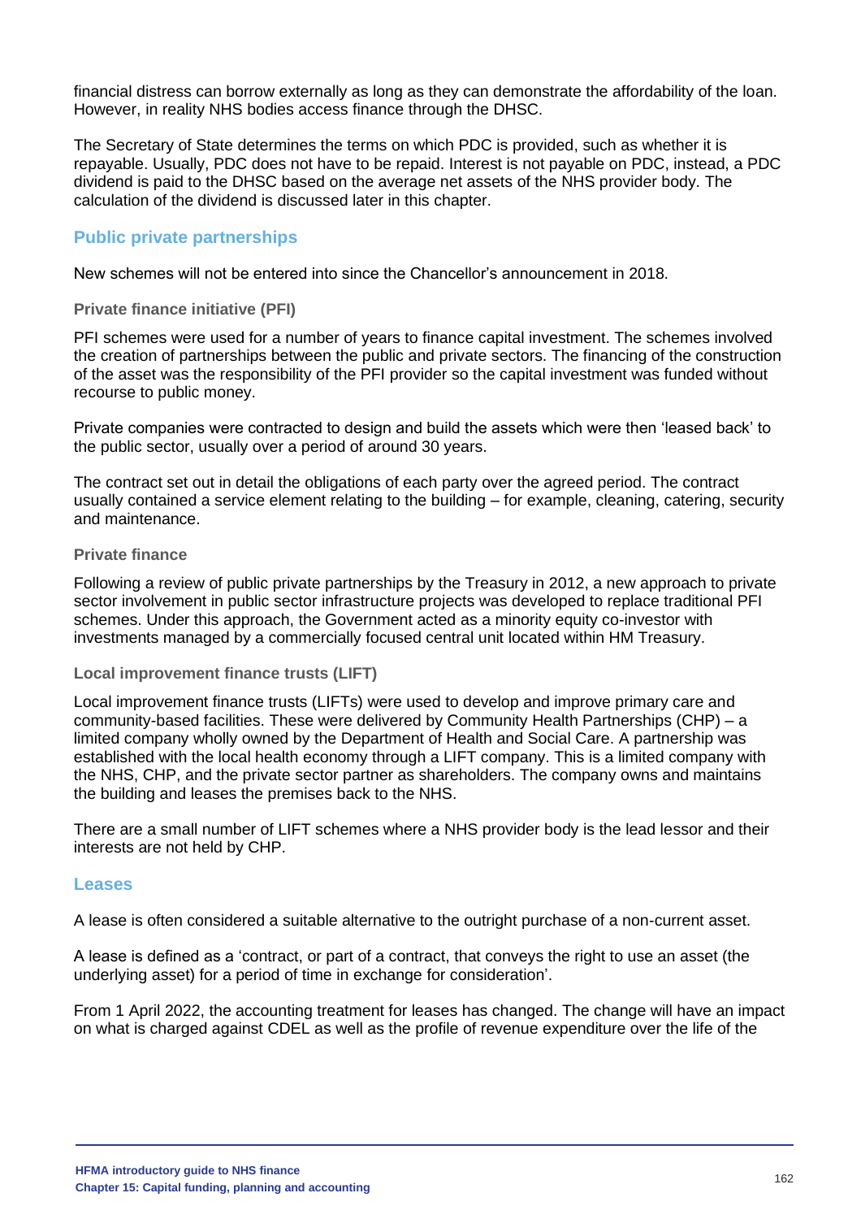financial distress can borrow externally as long as they can demonstrate the affordability of the loan. However, in reality NHS bodies access finance through the DHSC.

The Secretary of State determines the terms on which PDC is provided, such as whether it is repayable. Usually, PDC does not have to be repaid. Interest is not payable on PDC, instead, a PDC dividend is paid to the DHSC based on the average net assets of the NHS provider body. The calculation of the dividend is discussed later in this chapter.

## Public private partnerships

New schemes will not be entered into since the Chancellor's announcement in 2018.

### Private finance initiative (PFI)

PFI schemes were used for a number of years to finance capital investment. The schemes involved the creation of partnerships between the public and private sectors. The financing of the construction of the asset was the responsibility of the PFI provider so the capital investment was funded without recourse to public money.

Private companies were contracted to design and build the assets which were then 'leased back' to the public sector, usually over a period of around 30 years.

The contract set out in detail the obligations of each party over the agreed period. The contract usually contained a service element relating to the building – for example, cleaning, catering, security and maintenance.

### Private finance

Following a review of public private partnerships by the Treasury in 2012, a new approach to private sector involvement in public sector infrastructure projects was developed to replace traditional PFI schemes. Under this approach, the Government acted as a minority equity co-investor with investments managed by a commercially focused central unit located within HM Treasury.

### Local improvement finance trusts (LIFT)

Local improvement finance trusts (LIFTs) were used to develop and improve primary care and community-based facilities. These were delivered by Community Health Partnerships (CHP) – a limited company wholly owned by the Department of Health and Social Care. A partnership was established with the local health economy through a LIFT company. This is a limited company with the NHS, CHP, and the private sector partner as shareholders. The company owns and maintains the building and leases the premises back to the NHS.

There are a small number of LIFT schemes where a NHS provider body is the lead lessor and their interests are not held by CHP.

## Leases

A lease is often considered a suitable alternative to the outright purchase of a non-current asset.

A lease is defined as a 'contract, or part of a contract, that conveys the right to use an asset (the underlying asset) for a period of time in exchange for consideration'.

From 1 April 2022, the accounting treatment for leases has changed. The change will have an impact on what is charged against CDEL as well as the profile of revenue expenditure over the life of the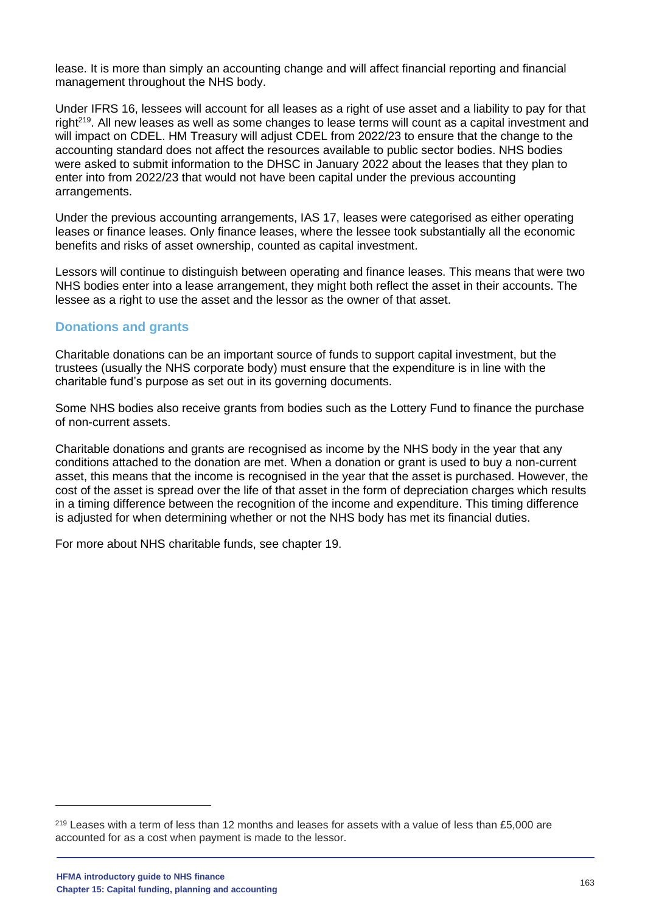lease. It is more than simply an accounting change and will affect financial reporting and financial management throughout the NHS body.

Under IFRS 16, lessees will account for all leases as a right of use asset and a liability to pay for that right[219]. All new leases as well as some changes to lease terms will count as a capital investment and will impact on CDEL. HM Treasury will adjust CDEL from 2022/23 to ensure that the change to the accounting standard does not affect the resources available to public sector bodies. NHS bodies were asked to submit information to the DHSC in January 2022 about the leases that they plan to enter into from 2022/23 that would not have been capital under the previous accounting arrangements.

Under the previous accounting arrangements, IAS 17, leases were categorised as either operating leases or finance leases. Only finance leases, where the lessee took substantially all the economic benefits and risks of asset ownership, counted as capital investment.

Lessors will continue to distinguish between operating and finance leases. This means that were two NHS bodies enter into a lease arrangement, they might both reflect the asset in their accounts. The lessee as a right to use the asset and the lessor as the owner of that asset.

## Donations and grants

Charitable donations can be an important source of funds to support capital investment, but the trustees (usually the NHS corporate body) must ensure that the expenditure is in line with the charitable fund's purpose as set out in its governing documents.

Some NHS bodies also receive grants from bodies such as the Lottery Fund to finance the purchase of non-current assets.

Charitable donations and grants are recognised as income by the NHS body in the year that any conditions attached to the donation are met. When a donation or grant is used to buy a non-current asset, this means that the income is recognised in the year that the asset is purchased. However, the cost of the asset is spread over the life of that asset in the form of depreciation charges which results in a timing difference between the recognition of the income and expenditure. This timing difference is adjusted for when determining whether or not the NHS body has met its financial duties.

For more about NHS charitable funds, see chapter 19.

---

[219] Leases with a term of less than 12 months and leases for assets with a value of less than £5,000 are accounted for as a cost when payment is made to the lessor.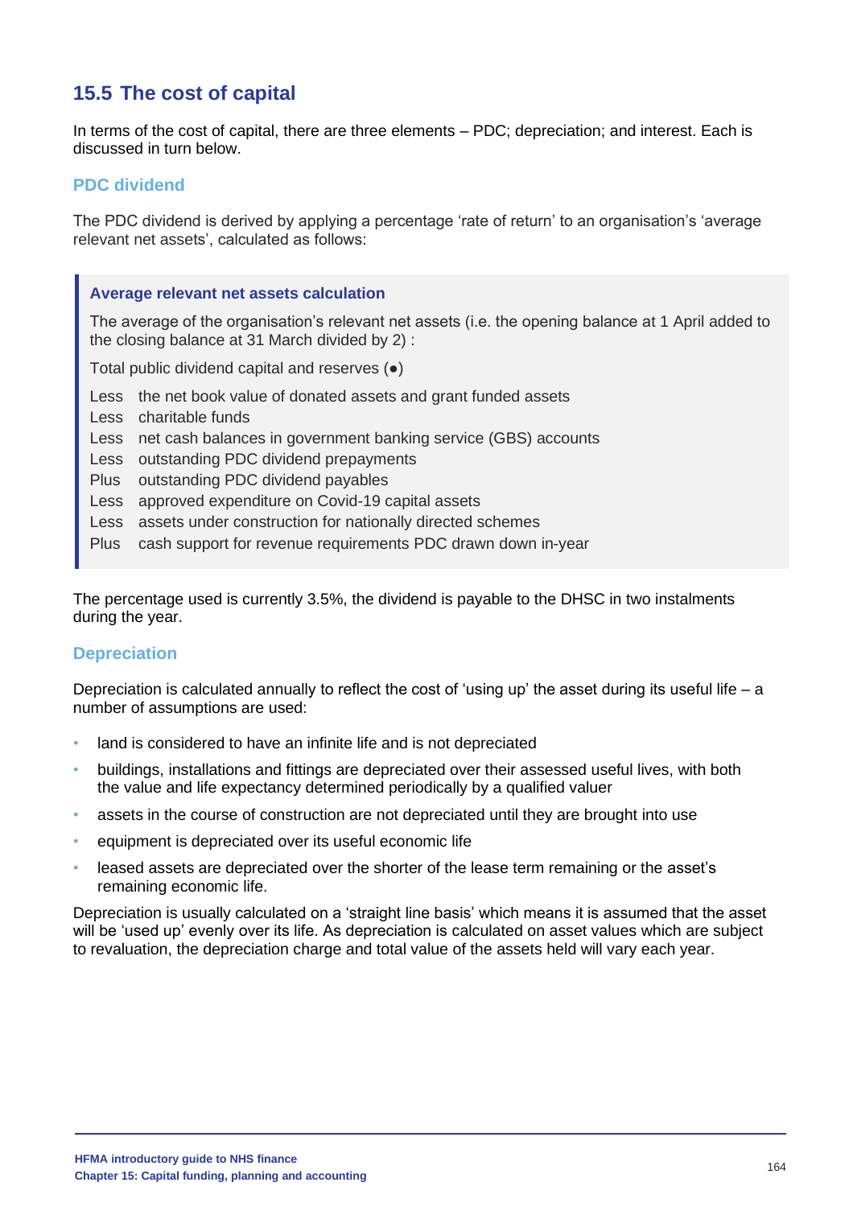## 15.5 The cost of capital

In terms of the cost of capital, there are three elements – PDC; depreciation; and interest. Each is discussed in turn below.

### PDC dividend

The PDC dividend is derived by applying a percentage 'rate of return' to an organisation's 'average relevant net assets', calculated as follows:

> **Average relevant net assets calculation**
>
> The average of the organisation's relevant net assets (i.e. the opening balance at 1 April added to the closing balance at 31 March divided by 2) :
>
> Total public dividend capital and reserves (●)
>
> Less the net book value of donated assets and grant funded assets
> Less charitable funds
> Less net cash balances in government banking service (GBS) accounts
> Less outstanding PDC dividend prepayments
> Plus outstanding PDC dividend payables
> Less approved expenditure on Covid-19 capital assets
> Less assets under construction for nationally directed schemes
> Plus cash support for revenue requirements PDC drawn down in-year

The percentage used is currently 3.5%, the dividend is payable to the DHSC in two instalments during the year.

### Depreciation

Depreciation is calculated annually to reflect the cost of 'using up' the asset during its useful life – a number of assumptions are used:

- land is considered to have an infinite life and is not depreciated
- buildings, installations and fittings are depreciated over their assessed useful lives, with both the value and life expectancy determined periodically by a qualified valuer
- assets in the course of construction are not depreciated until they are brought into use
- equipment is depreciated over its useful economic life
- leased assets are depreciated over the shorter of the lease term remaining or the asset's remaining economic life.

Depreciation is usually calculated on a 'straight line basis' which means it is assumed that the asset will be 'used up' evenly over its life. As depreciation is calculated on asset values which are subject to revaluation, the depreciation charge and total value of the assets held will vary each year.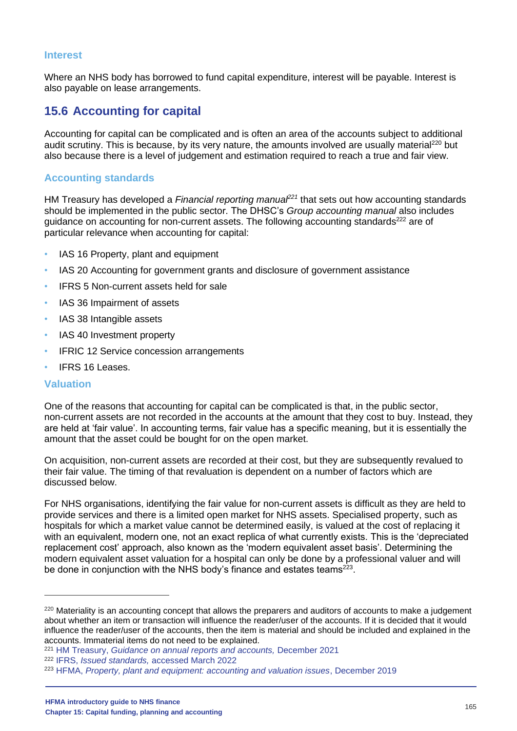### Interest

Where an NHS body has borrowed to fund capital expenditure, interest will be payable. Interest is also payable on lease arrangements.

## 15.6 Accounting for capital

Accounting for capital can be complicated and is often an area of the accounts subject to additional audit scrutiny. This is because, by its very nature, the amounts involved are usually material[220] but also because there is a level of judgement and estimation required to reach a true and fair view.

### Accounting standards

HM Treasury has developed a *Financial reporting manual*[221] that sets out how accounting standards should be implemented in the public sector. The DHSC's *Group accounting manual* also includes guidance on accounting for non-current assets. The following accounting standards[222] are of particular relevance when accounting for capital:

- IAS 16 Property, plant and equipment
- IAS 20 Accounting for government grants and disclosure of government assistance
- IFRS 5 Non-current assets held for sale
- IAS 36 Impairment of assets
- IAS 38 Intangible assets
- IAS 40 Investment property
- IFRIC 12 Service concession arrangements
- IFRS 16 Leases.

### Valuation

One of the reasons that accounting for capital can be complicated is that, in the public sector, non-current assets are not recorded in the accounts at the amount that they cost to buy. Instead, they are held at 'fair value'. In accounting terms, fair value has a specific meaning, but it is essentially the amount that the asset could be bought for on the open market.

On acquisition, non-current assets are recorded at their cost, but they are subsequently revalued to their fair value. The timing of that revaluation is dependent on a number of factors which are discussed below.

For NHS organisations, identifying the fair value for non-current assets is difficult as they are held to provide services and there is a limited open market for NHS assets. Specialised property, such as hospitals for which a market value cannot be determined easily, is valued at the cost of replacing it with an equivalent, modern one, not an exact replica of what currently exists. This is the 'depreciated replacement cost' approach, also known as the 'modern equivalent asset basis'. Determining the modern equivalent asset valuation for a hospital can only be done by a professional valuer and will be done in conjunction with the NHS body's finance and estates teams[223].

---

[220] Materiality is an accounting concept that allows the preparers and auditors of accounts to make a judgement about whether an item or transaction will influence the reader/user of the accounts. If it is decided that it would influence the reader/user of the accounts, then the item is material and should be included and explained in the accounts. Immaterial items do not need to be explained.

[221] HM Treasury, *Guidance on annual reports and accounts,* December 2021

[222] IFRS, *Issued standards,* accessed March 2022

[223] HFMA, *Property, plant and equipment: accounting and valuation issues*, December 2019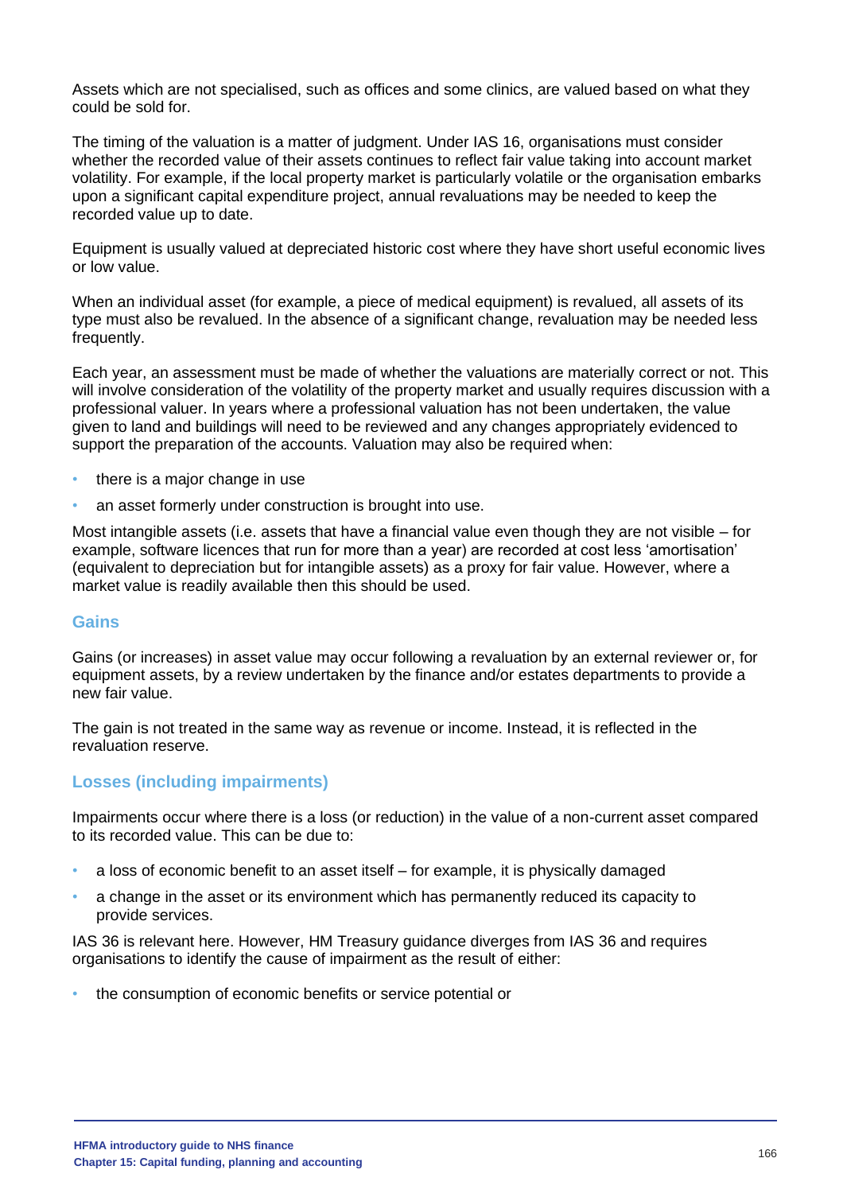Assets which are not specialised, such as offices and some clinics, are valued based on what they could be sold for.

The timing of the valuation is a matter of judgment. Under IAS 16, organisations must consider whether the recorded value of their assets continues to reflect fair value taking into account market volatility. For example, if the local property market is particularly volatile or the organisation embarks upon a significant capital expenditure project, annual revaluations may be needed to keep the recorded value up to date.

Equipment is usually valued at depreciated historic cost where they have short useful economic lives or low value.

When an individual asset (for example, a piece of medical equipment) is revalued, all assets of its type must also be revalued. In the absence of a significant change, revaluation may be needed less frequently.

Each year, an assessment must be made of whether the valuations are materially correct or not. This will involve consideration of the volatility of the property market and usually requires discussion with a professional valuer. In years where a professional valuation has not been undertaken, the value given to land and buildings will need to be reviewed and any changes appropriately evidenced to support the preparation of the accounts. Valuation may also be required when:

- there is a major change in use
- an asset formerly under construction is brought into use.

Most intangible assets (i.e. assets that have a financial value even though they are not visible – for example, software licences that run for more than a year) are recorded at cost less 'amortisation' (equivalent to depreciation but for intangible assets) as a proxy for fair value. However, where a market value is readily available then this should be used.

### Gains

Gains (or increases) in asset value may occur following a revaluation by an external reviewer or, for equipment assets, by a review undertaken by the finance and/or estates departments to provide a new fair value.

The gain is not treated in the same way as revenue or income. Instead, it is reflected in the revaluation reserve.

### Losses (including impairments)

Impairments occur where there is a loss (or reduction) in the value of a non-current asset compared to its recorded value. This can be due to:

- a loss of economic benefit to an asset itself – for example, it is physically damaged
- a change in the asset or its environment which has permanently reduced its capacity to provide services.

IAS 36 is relevant here. However, HM Treasury guidance diverges from IAS 36 and requires organisations to identify the cause of impairment as the result of either:

- the consumption of economic benefits or service potential or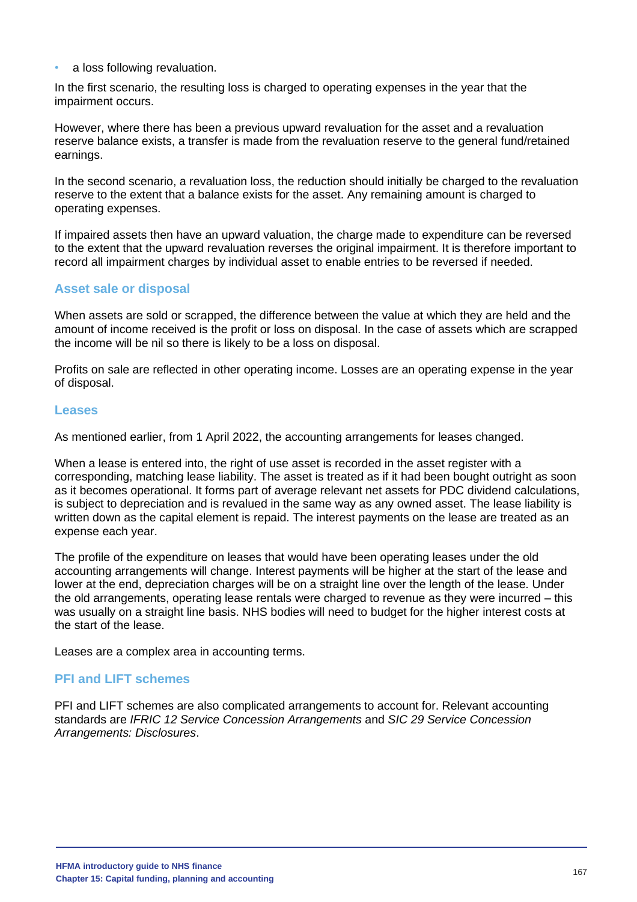- a loss following revaluation.

In the first scenario, the resulting loss is charged to operating expenses in the year that the impairment occurs.

However, where there has been a previous upward revaluation for the asset and a revaluation reserve balance exists, a transfer is made from the revaluation reserve to the general fund/retained earnings.

In the second scenario, a revaluation loss, the reduction should initially be charged to the revaluation reserve to the extent that a balance exists for the asset. Any remaining amount is charged to operating expenses.

If impaired assets then have an upward valuation, the charge made to expenditure can be reversed to the extent that the upward revaluation reverses the original impairment. It is therefore important to record all impairment charges by individual asset to enable entries to be reversed if needed.

### Asset sale or disposal

When assets are sold or scrapped, the difference between the value at which they are held and the amount of income received is the profit or loss on disposal. In the case of assets which are scrapped the income will be nil so there is likely to be a loss on disposal.

Profits on sale are reflected in other operating income. Losses are an operating expense in the year of disposal.

### Leases

As mentioned earlier, from 1 April 2022, the accounting arrangements for leases changed.

When a lease is entered into, the right of use asset is recorded in the asset register with a corresponding, matching lease liability. The asset is treated as if it had been bought outright as soon as it becomes operational. It forms part of average relevant net assets for PDC dividend calculations, is subject to depreciation and is revalued in the same way as any owned asset. The lease liability is written down as the capital element is repaid. The interest payments on the lease are treated as an expense each year.

The profile of the expenditure on leases that would have been operating leases under the old accounting arrangements will change. Interest payments will be higher at the start of the lease and lower at the end, depreciation charges will be on a straight line over the length of the lease. Under the old arrangements, operating lease rentals were charged to revenue as they were incurred – this was usually on a straight line basis. NHS bodies will need to budget for the higher interest costs at the start of the lease.

Leases are a complex area in accounting terms.

### PFI and LIFT schemes

PFI and LIFT schemes are also complicated arrangements to account for. Relevant accounting standards are *IFRIC 12 Service Concession Arrangements* and *SIC 29 Service Concession Arrangements: Disclosures*.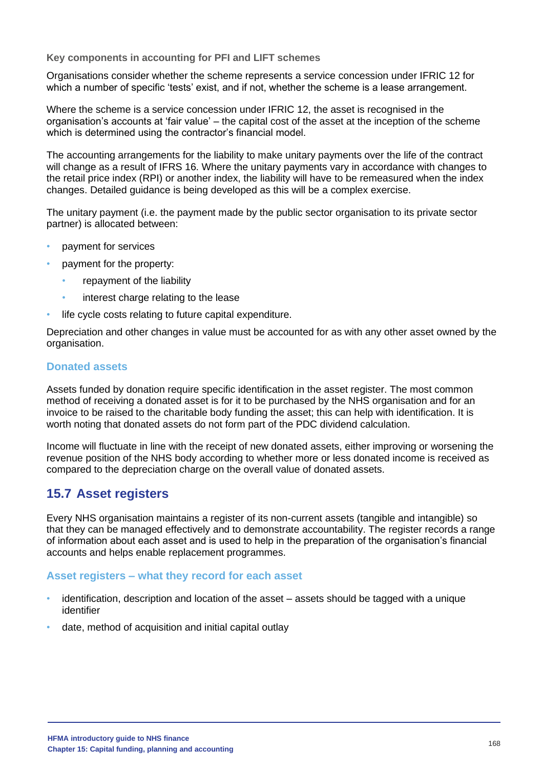**Key components in accounting for PFI and LIFT schemes**

Organisations consider whether the scheme represents a service concession under IFRIC 12 for which a number of specific 'tests' exist, and if not, whether the scheme is a lease arrangement.

Where the scheme is a service concession under IFRIC 12, the asset is recognised in the organisation's accounts at 'fair value' – the capital cost of the asset at the inception of the scheme which is determined using the contractor's financial model.

The accounting arrangements for the liability to make unitary payments over the life of the contract will change as a result of IFRS 16. Where the unitary payments vary in accordance with changes to the retail price index (RPI) or another index, the liability will have to be remeasured when the index changes. Detailed guidance is being developed as this will be a complex exercise.

The unitary payment (i.e. the payment made by the public sector organisation to its private sector partner) is allocated between:

- payment for services
- payment for the property:
  - repayment of the liability
  - interest charge relating to the lease
- life cycle costs relating to future capital expenditure.

Depreciation and other changes in value must be accounted for as with any other asset owned by the organisation.

### Donated assets

Assets funded by donation require specific identification in the asset register. The most common method of receiving a donated asset is for it to be purchased by the NHS organisation and for an invoice to be raised to the charitable body funding the asset; this can help with identification. It is worth noting that donated assets do not form part of the PDC dividend calculation.

Income will fluctuate in line with the receipt of new donated assets, either improving or worsening the revenue position of the NHS body according to whether more or less donated income is received as compared to the depreciation charge on the overall value of donated assets.

## 15.7 Asset registers

Every NHS organisation maintains a register of its non-current assets (tangible and intangible) so that they can be managed effectively and to demonstrate accountability. The register records a range of information about each asset and is used to help in the preparation of the organisation's financial accounts and helps enable replacement programmes.

### Asset registers – what they record for each asset

- identification, description and location of the asset – assets should be tagged with a unique identifier
- date, method of acquisition and initial capital outlay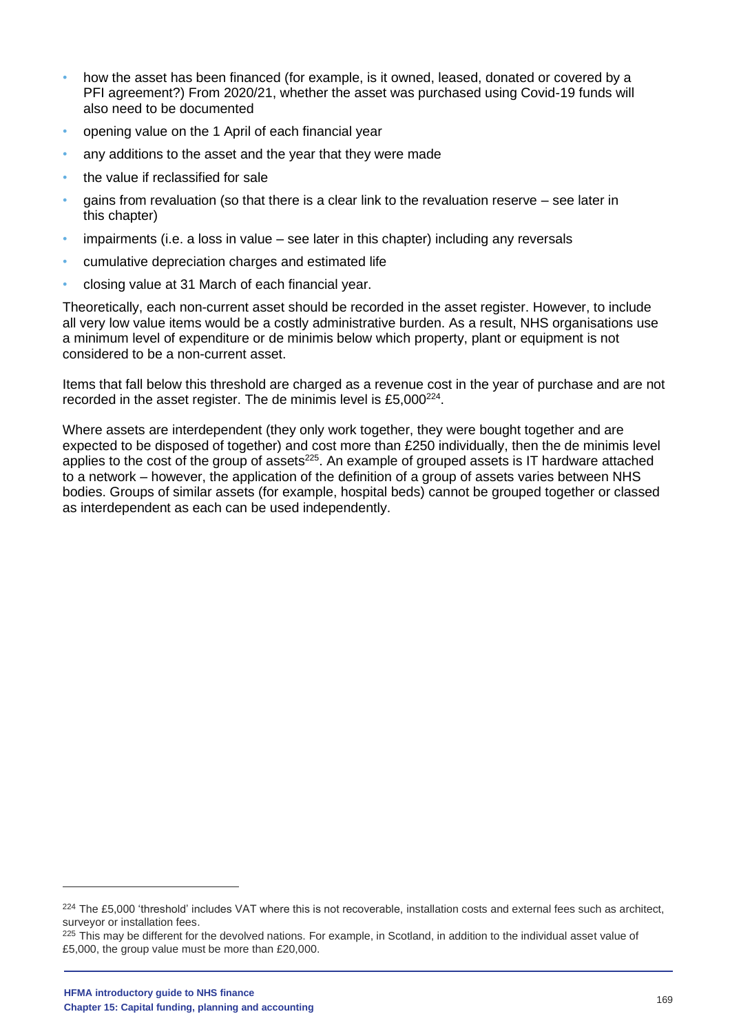- how the asset has been financed (for example, is it owned, leased, donated or covered by a PFI agreement?) From 2020/21, whether the asset was purchased using Covid-19 funds will also need to be documented
- opening value on the 1 April of each financial year
- any additions to the asset and the year that they were made
- the value if reclassified for sale
- gains from revaluation (so that there is a clear link to the revaluation reserve – see later in this chapter)
- impairments (i.e. a loss in value – see later in this chapter) including any reversals
- cumulative depreciation charges and estimated life
- closing value at 31 March of each financial year.

Theoretically, each non-current asset should be recorded in the asset register. However, to include all very low value items would be a costly administrative burden. As a result, NHS organisations use a minimum level of expenditure or de minimis below which property, plant or equipment is not considered to be a non-current asset.

Items that fall below this threshold are charged as a revenue cost in the year of purchase and are not recorded in the asset register. The de minimis level is £5,000[224].

Where assets are interdependent (they only work together, they were bought together and are expected to be disposed of together) and cost more than £250 individually, then the de minimis level applies to the cost of the group of assets[225]. An example of grouped assets is IT hardware attached to a network – however, the application of the definition of a group of assets varies between NHS bodies. Groups of similar assets (for example, hospital beds) cannot be grouped together or classed as interdependent as each can be used independently.

---

[224] The £5,000 'threshold' includes VAT where this is not recoverable, installation costs and external fees such as architect, surveyor or installation fees.

[225] This may be different for the devolved nations. For example, in Scotland, in addition to the individual asset value of £5,000, the group value must be more than £20,000.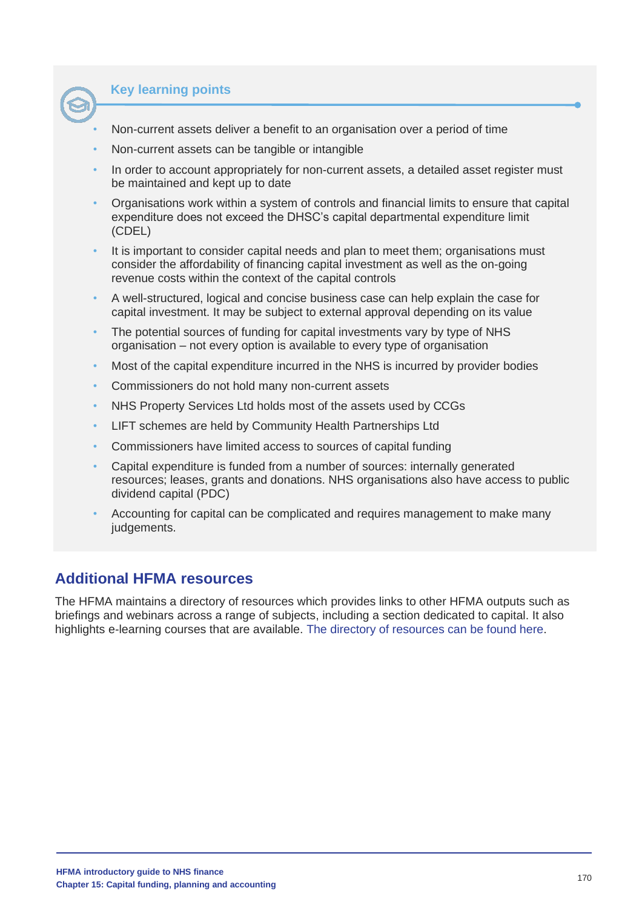## Key learning points

- Non-current assets deliver a benefit to an organisation over a period of time
- Non-current assets can be tangible or intangible
- In order to account appropriately for non-current assets, a detailed asset register must be maintained and kept up to date
- Organisations work within a system of controls and financial limits to ensure that capital expenditure does not exceed the DHSC's capital departmental expenditure limit (CDEL)
- It is important to consider capital needs and plan to meet them; organisations must consider the affordability of financing capital investment as well as the on-going revenue costs within the context of the capital controls
- A well-structured, logical and concise business case can help explain the case for capital investment. It may be subject to external approval depending on its value
- The potential sources of funding for capital investments vary by type of NHS organisation – not every option is available to every type of organisation
- Most of the capital expenditure incurred in the NHS is incurred by provider bodies
- Commissioners do not hold many non-current assets
- NHS Property Services Ltd holds most of the assets used by CCGs
- LIFT schemes are held by Community Health Partnerships Ltd
- Commissioners have limited access to sources of capital funding
- Capital expenditure is funded from a number of sources: internally generated resources; leases, grants and donations. NHS organisations also have access to public dividend capital (PDC)
- Accounting for capital can be complicated and requires management to make many judgements.

## Additional HFMA resources

The HFMA maintains a directory of resources which provides links to other HFMA outputs such as briefings and webinars across a range of subjects, including a section dedicated to capital. It also highlights e-learning courses that are available. The directory of resources can be found here.